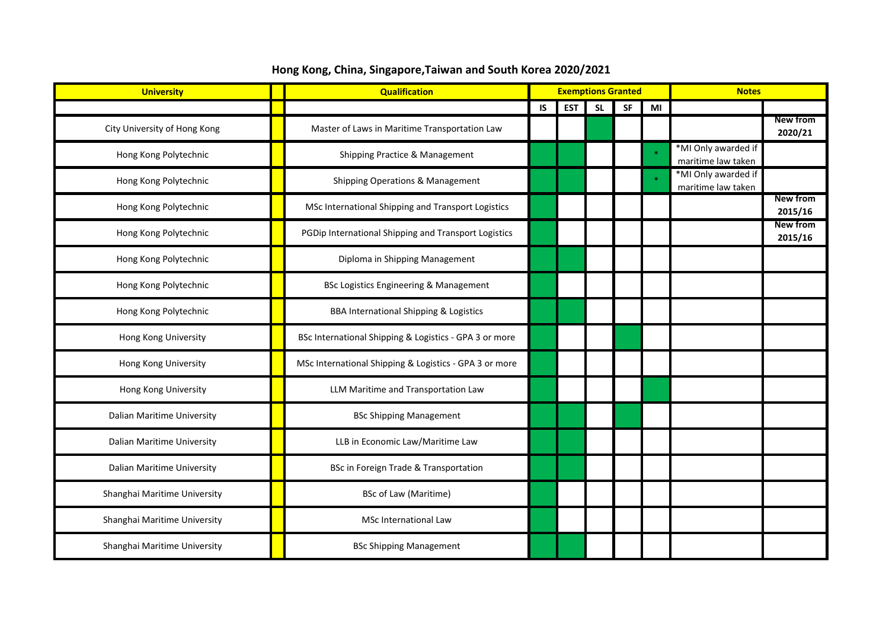## Hong Kong, China, Singapore,Taiwan and South Korea 2020/2021

Shaded (exemption granted) cells are marked ✓ below; cells marked * were shaded and contain an asterisk.

| University | Qualification | Exemptions Granted | | | | | Notes | |
|---|---|---|---|---|---|---|---|---|
| | | IS | EST | SL | SF | MI | | |
| City University of Hong Kong | Master of Laws in Maritime Transportation Law | | | ✓ | | | | New from 2020/21 |
| Hong Kong Polytechnic | Shipping Practice & Management | ✓ | ✓ | | | * | *MI Only awarded if maritime law taken | |
| Hong Kong Polytechnic | Shipping Operations & Management | ✓ | ✓ | | | * | *MI Only awarded if maritime law taken | |
| Hong Kong Polytechnic | MSc International Shipping and Transport Logistics | ✓ | | | | | | New from 2015/16 |
| Hong Kong Polytechnic | PGDip International Shipping and Transport Logistics | ✓ | | | | | | New from 2015/16 |
| Hong Kong Polytechnic | Diploma in Shipping Management | ✓ | ✓ | | | | | |
| Hong Kong Polytechnic | BSc Logistics Engineering & Management | ✓ | | | | | | |
| Hong Kong Polytechnic | BBA International Shipping & Logistics | ✓ | ✓ | | | | | |
| Hong Kong University | BSc International Shipping & Logistics - GPA 3 or more | ✓ | | | ✓ | | | |
| Hong Kong University | MSc International Shipping & Logistics - GPA 3 or more | ✓ | | | | | | |
| Hong Kong University | LLM Maritime and Transportation Law | ✓ | | | | ✓ | | |
| Dalian Maritime University | BSc Shipping Management | ✓ | ✓ | | ✓ | | | |
| Dalian Maritime University | LLB in Economic Law/Maritime Law | ✓ | ✓ | | | | | |
| Dalian Maritime University | BSc in Foreign Trade & Transportation | ✓ | ✓ | | | | | |
| Shanghai Maritime University | BSc of Law (Maritime) | ✓ | | | | | | |
| Shanghai Maritime University | MSc International Law | ✓ | | | | | | |
| Shanghai Maritime University | BSc Shipping Management | ✓ | ✓ | | | | | |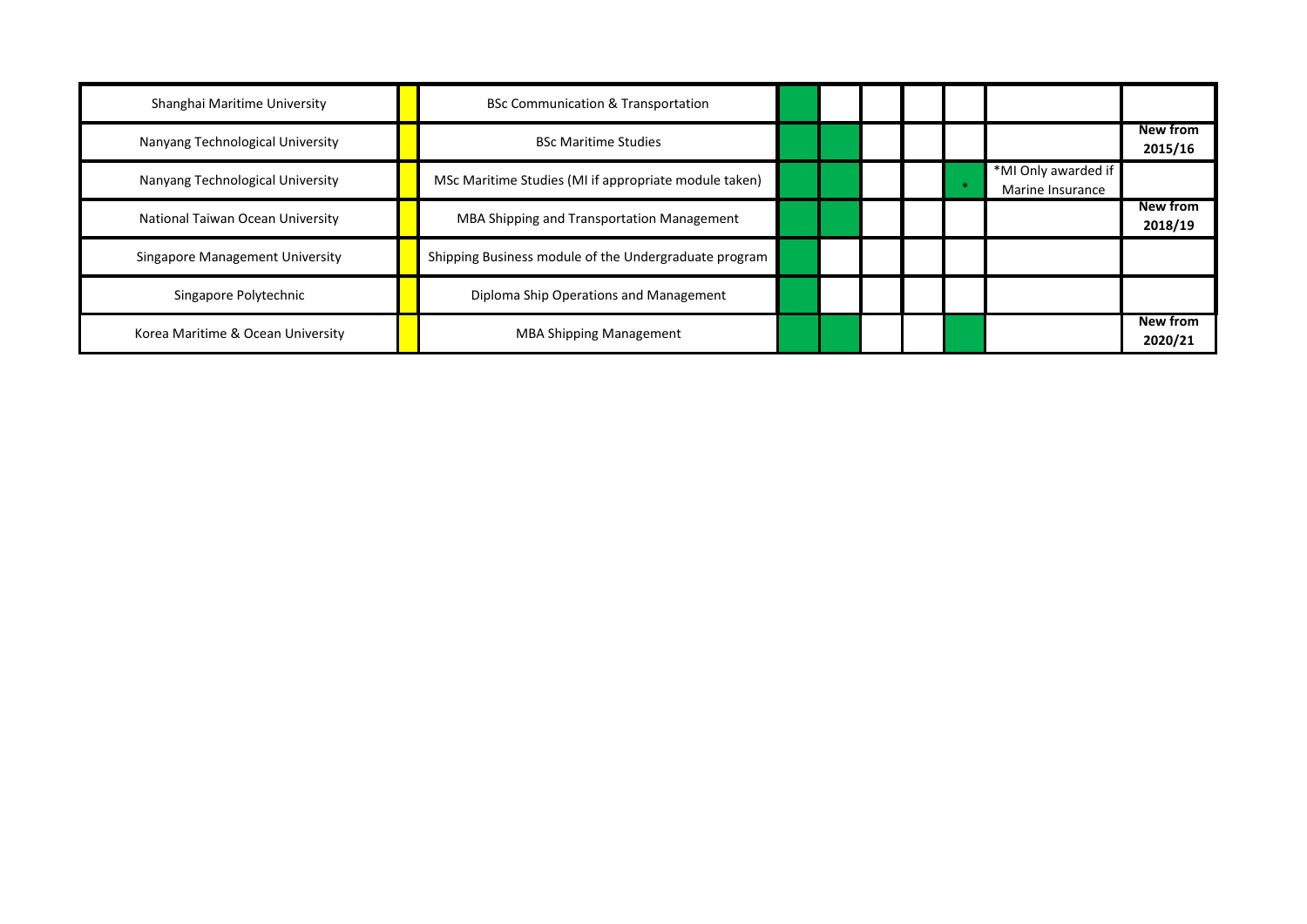| | | | | | | | | | |
|---|---|---|---|---|---|---|---|---|---|
| Shanghai Maritime University | | BSc Communication & Transportation | | | | | | | |
| Nanyang Technological University | | BSc Maritime Studies | | | | | | | **New from 2015/16** |
| Nanyang Technological University | | MSc Maritime Studies (MI if appropriate module taken) | | | | | * | *MI Only awarded if Marine Insurance | |
| National Taiwan Ocean University | | MBA Shipping and Transportation Management | | | | | | | **New from 2018/19** |
| Singapore Management University | | Shipping Business module of the Undergraduate program | | | | | | | |
| Singapore Polytechnic | | Diploma Ship Operations and Management | | | | | | | |
| Korea Maritime & Ocean University | | MBA Shipping Management | | | | | | | **New from 2020/21** |